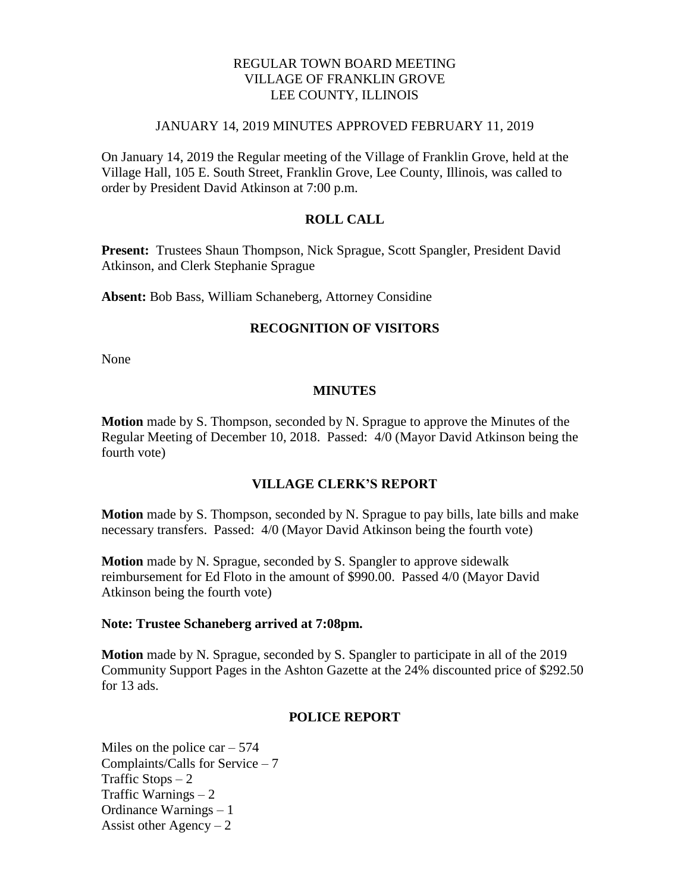# REGULAR TOWN BOARD MEETING
# VILLAGE OF FRANKLIN GROVE
# LEE COUNTY, ILLINOIS

JANUARY 14, 2019 MINUTES APPROVED FEBRUARY 11, 2019

On January 14, 2019 the Regular meeting of the Village of Franklin Grove, held at the Village Hall, 105 E. South Street, Franklin Grove, Lee County, Illinois, was called to order by President David Atkinson at 7:00 p.m.

## ROLL CALL

**Present:** Trustees Shaun Thompson, Nick Sprague, Scott Spangler, President David Atkinson, and Clerk Stephanie Sprague

**Absent:** Bob Bass, William Schaneberg, Attorney Considine

## RECOGNITION OF VISITORS

None

## MINUTES

**Motion** made by S. Thompson, seconded by N. Sprague to approve the Minutes of the Regular Meeting of December 10, 2018. Passed: 4/0 (Mayor David Atkinson being the fourth vote)

## VILLAGE CLERK'S REPORT

**Motion** made by S. Thompson, seconded by N. Sprague to pay bills, late bills and make necessary transfers. Passed: 4/0 (Mayor David Atkinson being the fourth vote)

**Motion** made by N. Sprague, seconded by S. Spangler to approve sidewalk reimbursement for Ed Floto in the amount of $990.00. Passed 4/0 (Mayor David Atkinson being the fourth vote)

**Note: Trustee Schaneberg arrived at 7:08pm.**

**Motion** made by N. Sprague, seconded by S. Spangler to participate in all of the 2019 Community Support Pages in the Ashton Gazette at the 24% discounted price of $292.50 for 13 ads.

## POLICE REPORT

Miles on the police car – 574
Complaints/Calls for Service – 7
Traffic Stops – 2
Traffic Warnings – 2
Ordinance Warnings – 1
Assist other Agency – 2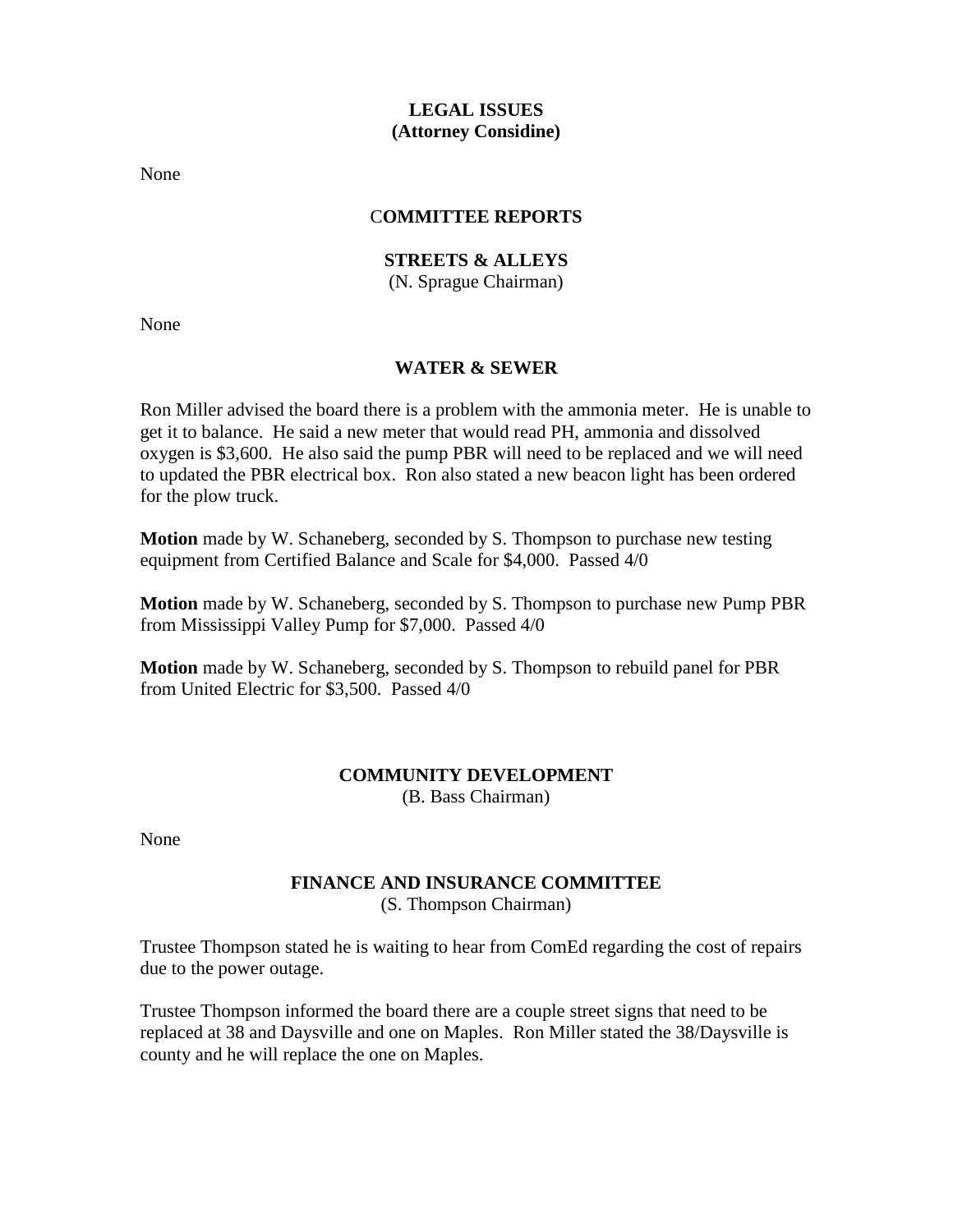**LEGAL ISSUES**
**(Attorney Considine)**

None

**COMMITTEE REPORTS**

**STREETS & ALLEYS**
(N. Sprague Chairman)

None

**WATER & SEWER**

Ron Miller advised the board there is a problem with the ammonia meter. He is unable to get it to balance. He said a new meter that would read PH, ammonia and dissolved oxygen is $3,600. He also said the pump PBR will need to be replaced and we will need to updated the PBR electrical box. Ron also stated a new beacon light has been ordered for the plow truck.

**Motion** made by W. Schaneberg, seconded by S. Thompson to purchase new testing equipment from Certified Balance and Scale for $4,000. Passed 4/0

**Motion** made by W. Schaneberg, seconded by S. Thompson to purchase new Pump PBR from Mississippi Valley Pump for $7,000. Passed 4/0

**Motion** made by W. Schaneberg, seconded by S. Thompson to rebuild panel for PBR from United Electric for $3,500. Passed 4/0

**COMMUNITY DEVELOPMENT**
(B. Bass Chairman)

None

**FINANCE AND INSURANCE COMMITTEE**
(S. Thompson Chairman)

Trustee Thompson stated he is waiting to hear from ComEd regarding the cost of repairs due to the power outage.

Trustee Thompson informed the board there are a couple street signs that need to be replaced at 38 and Daysville and one on Maples. Ron Miller stated the 38/Daysville is county and he will replace the one on Maples.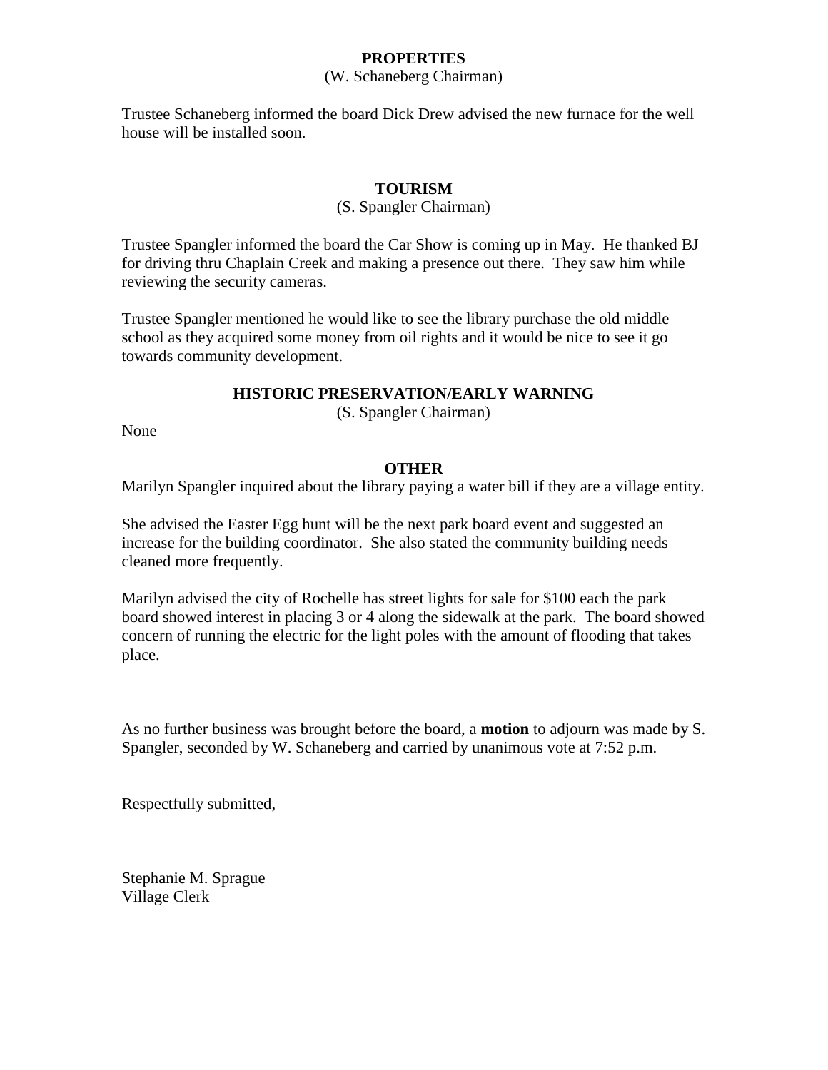## PROPERTIES

(W. Schaneberg Chairman)

Trustee Schaneberg informed the board Dick Drew advised the new furnace for the well house will be installed soon.

## TOURISM

(S. Spangler Chairman)

Trustee Spangler informed the board the Car Show is coming up in May. He thanked BJ for driving thru Chaplain Creek and making a presence out there. They saw him while reviewing the security cameras.

Trustee Spangler mentioned he would like to see the library purchase the old middle school as they acquired some money from oil rights and it would be nice to see it go towards community development.

## HISTORIC PRESERVATION/EARLY WARNING

(S. Spangler Chairman)

None

## OTHER

Marilyn Spangler inquired about the library paying a water bill if they are a village entity.

She advised the Easter Egg hunt will be the next park board event and suggested an increase for the building coordinator. She also stated the community building needs cleaned more frequently.

Marilyn advised the city of Rochelle has street lights for sale for $100 each the park board showed interest in placing 3 or 4 along the sidewalk at the park. The board showed concern of running the electric for the light poles with the amount of flooding that takes place.

As no further business was brought before the board, a **motion** to adjourn was made by S. Spangler, seconded by W. Schaneberg and carried by unanimous vote at 7:52 p.m.

Respectfully submitted,

Stephanie M. Sprague
Village Clerk